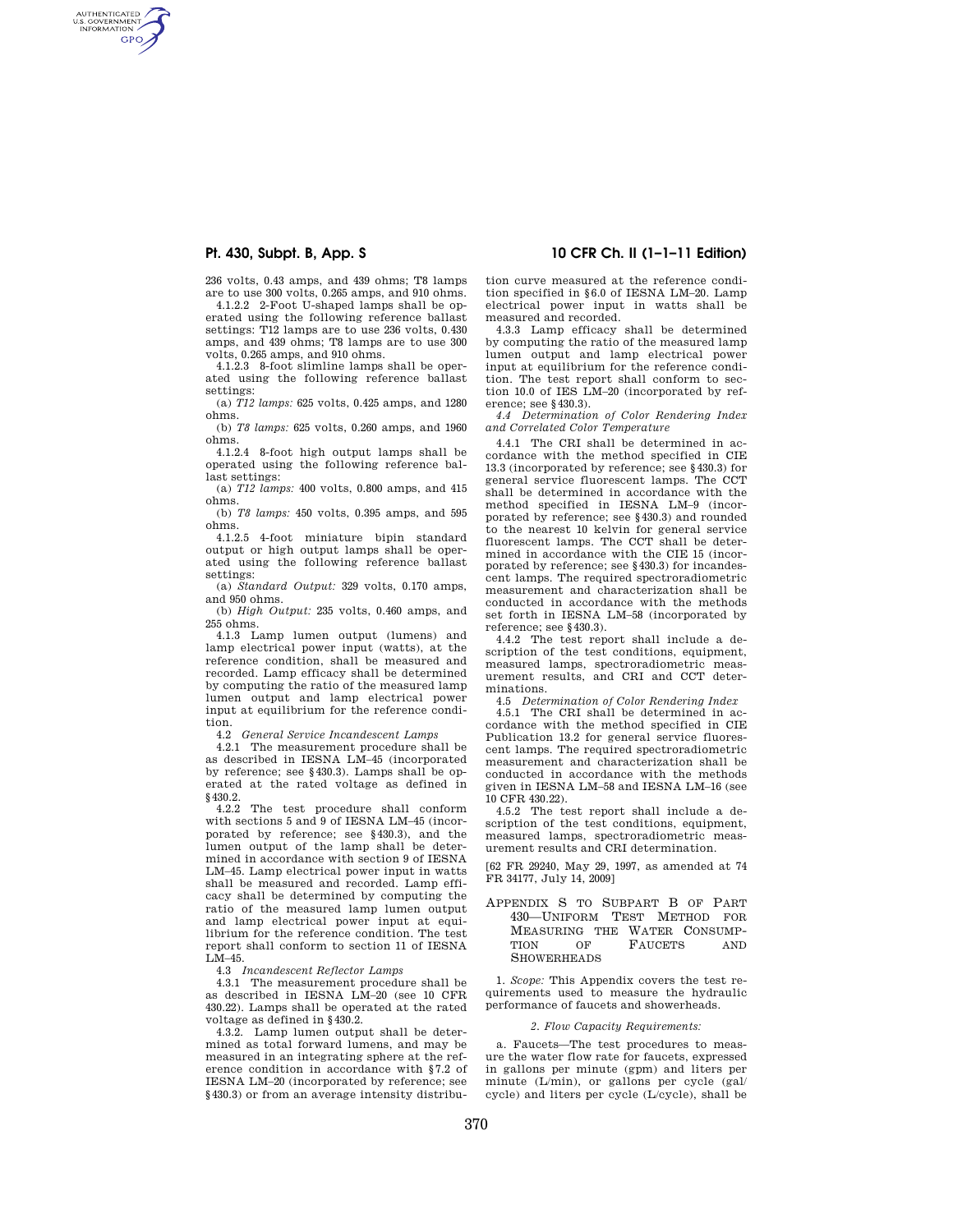236 volts, 0.43 amps, and 439 ohms; T8 lamps are to use 300 volts, 0.265 amps, and 910 ohms.

4.1.2.2 2-Foot U-shaped lamps shall be operated using the following reference ballast settings: T12 lamps are to use 236 volts, 0.430 amps, and 439 ohms; T8 lamps are to use 300 volts, 0.265 amps, and 910 ohms.

4.1.2.3 8-foot slimline lamps shall be operated using the following reference ballast settings:

(a) *T12 lamps:* 625 volts, 0.425 amps, and 1280 ohms.

(b) *T8 lamps:* 625 volts, 0.260 amps, and 1960 ohms.

4.1.2.4 8-foot high output lamps shall be operated using the following reference ballast settings:

(a) *T12 lamps:* 400 volts, 0.800 amps, and 415 ohms.

(b) *T8 lamps:* 450 volts, 0.395 amps, and 595 ohms.

4.1.2.5 4-foot miniature bipin standard output or high output lamps shall be operated using the following reference ballast settings:

(a) *Standard Output:* 329 volts, 0.170 amps, and 950 ohms.

(b) *High Output:* 235 volts, 0.460 amps, and 255 ohms.

4.1.3 Lamp lumen output (lumens) and lamp electrical power input (watts), at the reference condition, shall be measured and recorded. Lamp efficacy shall be determined by computing the ratio of the measured lamp lumen output and lamp electrical power input at equilibrium for the reference condition.

4.2 *General Service Incandescent Lamps*

4.2.1 The measurement procedure shall be as described in IESNA LM–45 (incorporated by reference; see §430.3). Lamps shall be operated at the rated voltage as defined in §430.2.

4.2.2 The test procedure shall conform with sections 5 and 9 of IESNA LM–45 (incorporated by reference; see §430.3), and the lumen output of the lamp shall be determined in accordance with section 9 of IESNA LM–45. Lamp electrical power input in watts shall be measured and recorded. Lamp efficacy shall be determined by computing the ratio of the measured lamp lumen output and lamp electrical power input at equilibrium for the reference condition. The test report shall conform to section 11 of IESNA LM–45.

4.3 *Incandescent Reflector Lamps*

4.3.1 The measurement procedure shall be as described in IESNA LM–20 (see 10 CFR 430.22). Lamps shall be operated at the rated voltage as defined in §430.2.

4.3.2. Lamp lumen output shall be determined as total forward lumens, and may be measured in an integrating sphere at the reference condition in accordance with §7.2 of IESNA LM–20 (incorporated by reference; see §430.3) or from an average intensity distribution curve measured at the reference condition specified in §6.0 of IESNA LM–20. Lamp electrical power input in watts shall be measured and recorded.

4.3.3 Lamp efficacy shall be determined by computing the ratio of the measured lamp lumen output and lamp electrical power input at equilibrium for the reference condition. The test report shall conform to section 10.0 of IES LM–20 (incorporated by reference; see §430.3).

4.4 *Determination of Color Rendering Index and Correlated Color Temperature*

4.4.1 The CRI shall be determined in accordance with the method specified in CIE 13.3 (incorporated by reference; see §430.3) for general service fluorescent lamps. The CCT shall be determined in accordance with the method specified in IESNA LM–9 (incorporated by reference; see §430.3) and rounded to the nearest 10 kelvin for general service fluorescent lamps. The CCT shall be determined in accordance with the CIE 15 (incorporated by reference; see §430.3) for incandescent lamps. The required spectroradiometric measurement and characterization shall be conducted in accordance with the methods set forth in IESNA LM–58 (incorporated by reference; see §430.3).

4.4.2 The test report shall include a description of the test conditions, equipment, measured lamps, spectroradiometric measurement results, and CRI and CCT determinations.

4.5 *Determination of Color Rendering Index*

4.5.1 The CRI shall be determined in accordance with the method specified in CIE Publication 13.2 for general service fluorescent lamps. The required spectroradiometric measurement and characterization shall be conducted in accordance with the methods given in IESNA LM–58 and IESNA LM–16 (see 10 CFR 430.22).

4.5.2 The test report shall include a description of the test conditions, equipment, measured lamps, spectroradiometric measurement results and CRI determination.

[62 FR 29240, May 29, 1997, as amended at 74 FR 34177, July 14, 2009]

## Appendix S to Subpart B of Part 430—Uniform Test Method for Measuring the Water Consumption of Faucets and Showerheads

1. *Scope:* This Appendix covers the test requirements used to measure the hydraulic performance of faucets and showerheads.

*2. Flow Capacity Requirements:*

a. Faucets—The test procedures to measure the water flow rate for faucets, expressed in gallons per minute (gpm) and liters per minute (L/min), or gallons per cycle (gal/cycle) and liters per cycle (L/cycle), shall be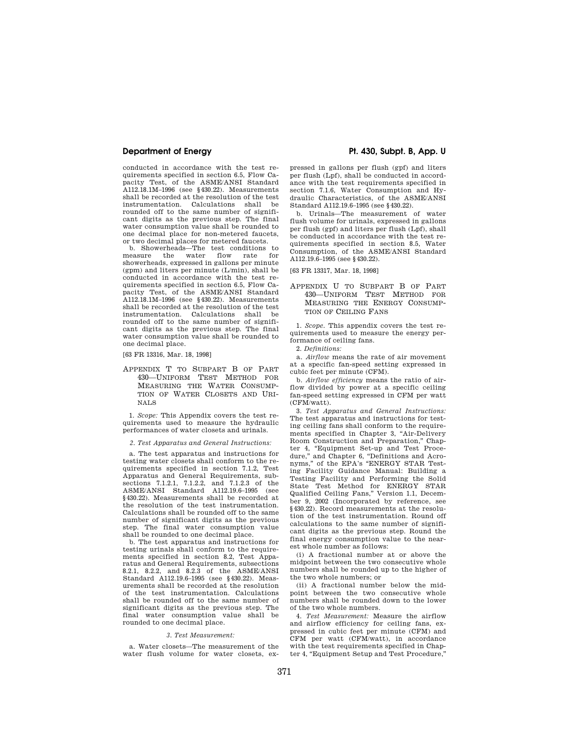conducted in accordance with the test requirements specified in section 6.5, Flow Capacity Test, of the ASME/ANSI Standard A112.18.1M–1996 (see §430.22). Measurements shall be recorded at the resolution of the test instrumentation. Calculations shall be rounded off to the same number of significant digits as the previous step. The final water consumption value shall be rounded to one decimal place for non-metered faucets, or two decimal places for metered faucets.

b. Showerheads—The test conditions to measure the water flow rate for showerheads, expressed in gallons per minute (gpm) and liters per minute (L/min), shall be conducted in accordance with the test requirements specified in section 6.5, Flow Capacity Test, of the ASME/ANSI Standard A112.18.1M–1996 (see §430.22). Measurements shall be recorded at the resolution of the test instrumentation. Calculations shall be rounded off to the same number of significant digits as the previous step. The final water consumption value shall be rounded to one decimal place.

[63 FR 13316, Mar. 18, 1998]

## Appendix T to Subpart B of Part 430—Uniform Test Method for Measuring the Water Consumption of Water Closets and Urinals

1. *Scope:* This Appendix covers the test requirements used to measure the hydraulic performances of water closets and urinals.

*2. Test Apparatus and General Instructions:*

a. The test apparatus and instructions for testing water closets shall conform to the requirements specified in section 7.1.2, Test Apparatus and General Requirements, subsections 7.1.2.1, 7.1.2.2, and 7.1.2.3 of the ASME/ANSI Standard A112.19.6–1995 (see §430.22). Measurements shall be recorded at the resolution of the test instrumentation. Calculations shall be rounded off to the same number of significant digits as the previous step. The final water consumption value shall be rounded to one decimal place.

b. The test apparatus and instructions for testing urinals shall conform to the requirements specified in section 8.2, Test Apparatus and General Requirements, subsections 8.2.1, 8.2.2, and 8.2.3 of the ASME/ANSI Standard A112.19.6–1995 (see §430.22). Measurements shall be recorded at the resolution of the test instrumentation. Calculations shall be rounded off to the same number of significant digits as the previous step. The final water consumption value shall be rounded to one decimal place.

*3. Test Measurement:*

a. Water closets—The measurement of the water flush volume for water closets, expressed in gallons per flush (gpf) and liters per flush (Lpf), shall be conducted in accordance with the test requirements specified in section 7.1.6, Water Consumption and Hydraulic Characteristics, of the ASME/ANSI Standard A112.19.6–1995 (see §430.22).

b. Urinals—The measurement of water flush volume for urinals, expressed in gallons per flush (gpf) and liters per flush (Lpf), shall be conducted in accordance with the test requirements specified in section 8.5, Water Consumption, of the ASME/ANSI Standard A112.19.6–1995 (see §430.22).

[63 FR 13317, Mar. 18, 1998]

## Appendix U to Subpart B of Part 430—Uniform Test Method for Measuring the Energy Consumption of Ceiling Fans

1. *Scope.* This appendix covers the test requirements used to measure the energy performance of ceiling fans.

2. *Definitions:*

a. *Airflow* means the rate of air movement at a specific fan-speed setting expressed in cubic feet per minute (CFM).

b. *Airflow efficiency* means the ratio of airflow divided by power at a specific ceiling fan-speed setting expressed in CFM per watt (CFM/watt).

3. *Test Apparatus and General Instructions:* The test apparatus and instructions for testing ceiling fans shall conform to the requirements specified in Chapter 3, "Air-Delivery Room Construction and Preparation," Chapter 4, "Equipment Set-up and Test Procedure," and Chapter 6, "Definitions and Acronyms," of the EPA's "ENERGY STAR Testing Facility Guidance Manual: Building a Testing Facility and Performing the Solid State Test Method for ENERGY STAR Qualified Ceiling Fans," Version 1.1, December 9, 2002 (Incorporated by reference, see §430.22). Record measurements at the resolution of the test instrumentation. Round off calculations to the same number of significant digits as the previous step. Round the final energy consumption value to the nearest whole number as follows:

(i) A fractional number at or above the midpoint between the two consecutive whole numbers shall be rounded up to the higher of the two whole numbers; or

(ii) A fractional number below the midpoint between the two consecutive whole numbers shall be rounded down to the lower of the two whole numbers.

4. *Test Measurement:* Measure the airflow and airflow efficiency for ceiling fans, expressed in cubic feet per minute (CFM) and CFM per watt (CFM/watt), in accordance with the test requirements specified in Chapter 4, "Equipment Setup and Test Procedure,"